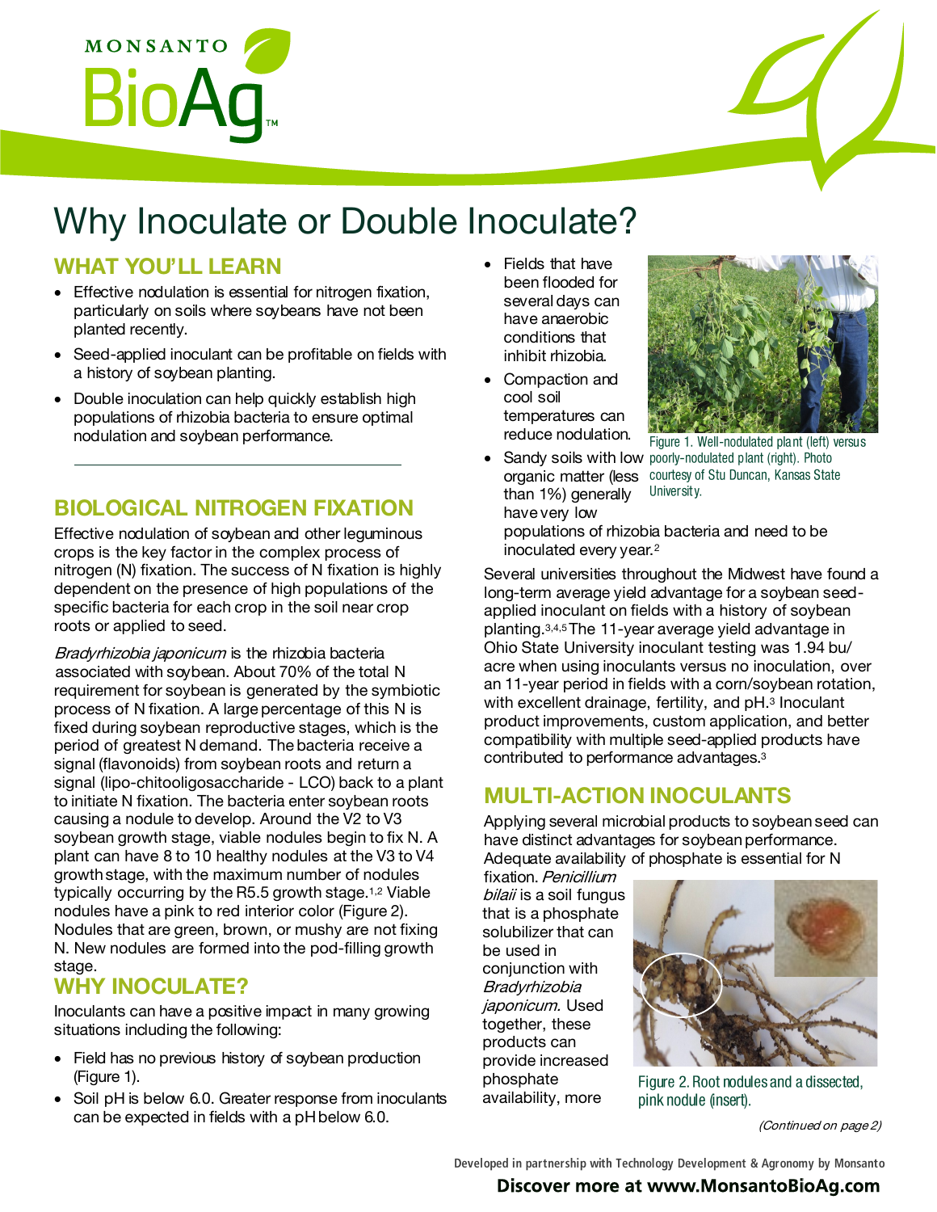# Why Inoculate or Double Inoculate?

## WHAT YOU'LL LEARN

- Effective nodulation is essential for nitrogen fixation, particularly on soils where soybeans have not been planted recently.
- Seed-applied inoculant can be profitable on fields with a history of soybean planting.
- Double inoculation can help quickly establish high populations of rhizobia bacteria to ensure optimal nodulation and soybean performance.

## BIOLOGICAL NITROGEN FIXATION

Effective nodulation of soybean and other leguminous crops is the key factor in the complex process of nitrogen (N) fixation. The success of N fixation is highly dependent on the presence of high populations of the specific bacteria for each crop in the soil near crop roots or applied to seed.

*Bradyrhizobia japonicum* is the rhizobia bacteria associated with soybean. About 70% of the total N requirement for soybean is generated by the symbiotic process of N fixation. A large percentage of this N is fixed during soybean reproductive stages, which is the period of greatest N demand. The bacteria receive a signal (flavonoids) from soybean roots and return a signal (lipo-chitooligosaccharide - LCO) back to a plant to initiate N fixation. The bacteria enter soybean roots causing a nodule to develop. Around the V2 to V3 soybean growth stage, viable nodules begin to fix N. A plant can have 8 to 10 healthy nodules at the V3 to V4 growth stage, with the maximum number of nodules typically occurring by the R5.5 growth stage.[1,2] Viable nodules have a pink to red interior color (Figure 2). Nodules that are green, brown, or mushy are not fixing N. New nodules are formed into the pod-filling growth stage.

## WHY INOCULATE?

Inoculants can have a positive impact in many growing situations including the following:

- Field has no previous history of soybean production (Figure 1).
- Soil pH is below 6.0. Greater response from inoculants can be expected in fields with a pH below 6.0.
- Fields that have been flooded for several days can have anaerobic conditions that inhibit rhizobia.
- Compaction and cool soil temperatures can reduce nodulation.
- Sandy soils with low organic matter (less than 1%) generally have very low populations of rhizobia bacteria and need to be inoculated every year.[2]

Figure 1. Well-nodulated plant (left) versus poorly-nodulated plant (right). Photo courtesy of Stu Duncan, Kansas State University.

Several universities throughout the Midwest have found a long-term average yield advantage for a soybean seed-applied inoculant on fields with a history of soybean planting.[3,4,5] The 11-year average yield advantage in Ohio State University inoculant testing was 1.94 bu/acre when using inoculants versus no inoculation, over an 11-year period in fields with a corn/soybean rotation, with excellent drainage, fertility, and pH.[3] Inoculant product improvements, custom application, and better compatibility with multiple seed-applied products have contributed to performance advantages.[3]

## MULTI-ACTION INOCULANTS

Applying several microbial products to soybean seed can have distinct advantages for soybean performance. Adequate availability of phosphate is essential for N fixation. *Penicillium bilaii* is a soil fungus that is a phosphate solubilizer that can be used in conjunction with *Bradyrhizobia japonicum.* Used together, these products can provide increased phosphate availability, more

Figure 2. Root nodules and a dissected, pink nodule (insert).

*(Continued on page 2)*

Developed in partnership with Technology Development & Agronomy by Monsanto

**Discover more at www.MonsantoBioAg.com**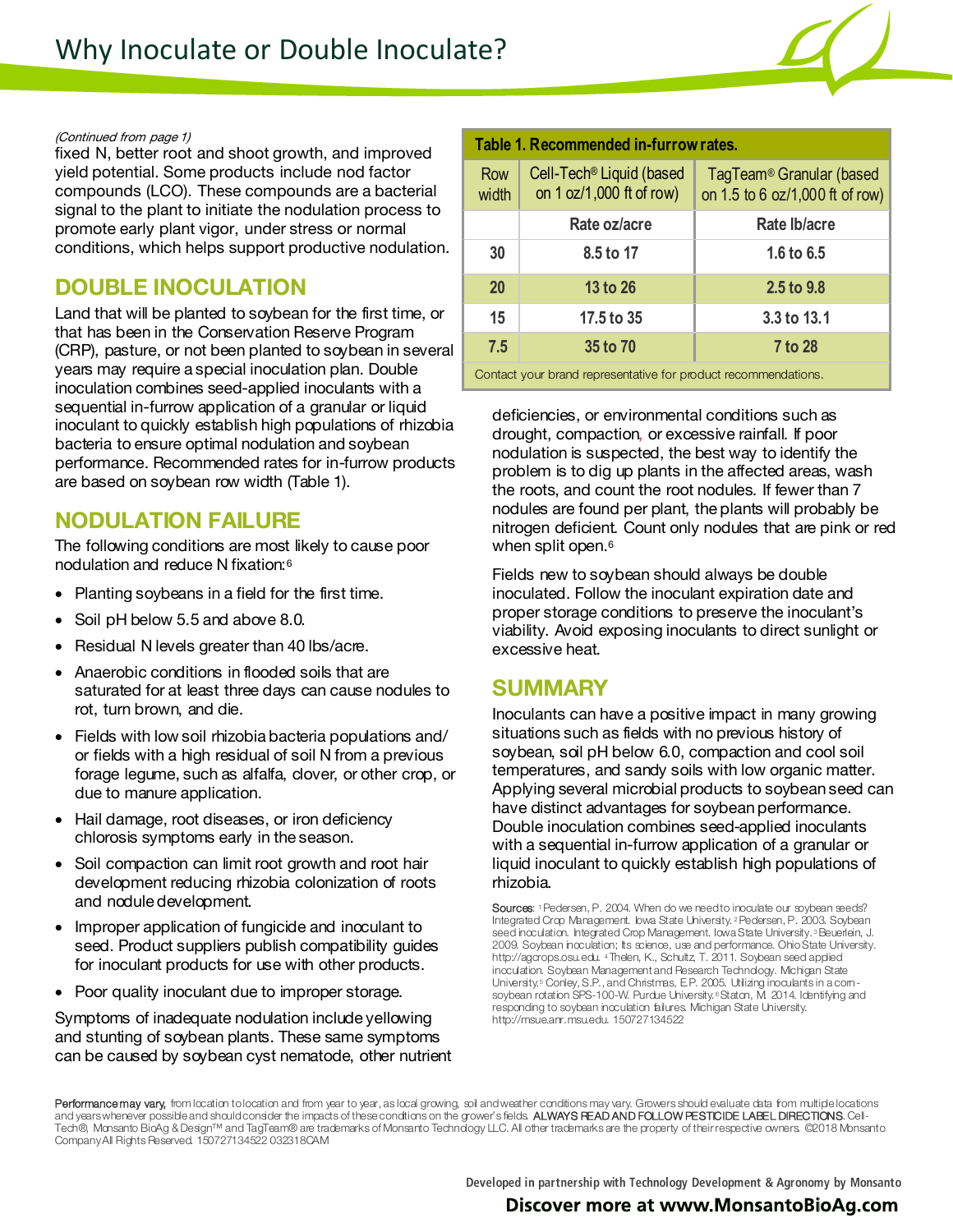# Why Inoculate or Double Inoculate?

*(Continued from page 1)*

fixed N, better root and shoot growth, and improved yield potential. Some products include nod factor compounds (LCO). These compounds are a bacterial signal to the plant to initiate the nodulation process to promote early plant vigor, under stress or normal conditions, which helps support productive nodulation.

## DOUBLE INOCULATION

Land that will be planted to soybean for the first time, or that has been in the Conservation Reserve Program (CRP), pasture, or not been planted to soybean in several years may require a special inoculation plan. Double inoculation combines seed-applied inoculants with a sequential in-furrow application of a granular or liquid inoculant to quickly establish high populations of rhizobia bacteria to ensure optimal nodulation and soybean performance. Recommended rates for in-furrow products are based on soybean row width (Table 1).

**Table 1. Recommended in-furrow rates.**

| Row width | Cell-Tech® Liquid (based on 1 oz/1,000 ft of row) | TagTeam® Granular (based on 1.5 to 6 oz/1,000 ft of row) |
|---|---|---|
| | Rate oz/acre | Rate lb/acre |
| 30 | 8.5 to 17 | 1.6 to 6.5 |
| 20 | 13 to 26 | 2.5 to 9.8 |
| 15 | 17.5 to 35 | 3.3 to 13.1 |
| 7.5 | 35 to 70 | 7 to 28 |

Contact your brand representative for product recommendations.

## NODULATION FAILURE

The following conditions are most likely to cause poor nodulation and reduce N fixation:[6]

- Planting soybeans in a field for the first time.
- Soil pH below 5.5 and above 8.0.
- Residual N levels greater than 40 lbs/acre.
- Anaerobic conditions in flooded soils that are saturated for at least three days can cause nodules to rot, turn brown, and die.
- Fields with low soil rhizobia bacteria populations and/or fields with a high residual of soil N from a previous forage legume, such as alfalfa, clover, or other crop, or due to manure application.
- Hail damage, root diseases, or iron deficiency chlorosis symptoms early in the season.
- Soil compaction can limit root growth and root hair development reducing rhizobia colonization of roots and nodule development.
- Improper application of fungicide and inoculant to seed. Product suppliers publish compatibility guides for inoculant products for use with other products.
- Poor quality inoculant due to improper storage.

Symptoms of inadequate nodulation include yellowing and stunting of soybean plants. These same symptoms can be caused by soybean cyst nematode, other nutrient deficiencies, or environmental conditions such as drought, compaction, or excessive rainfall. If poor nodulation is suspected, the best way to identify the problem is to dig up plants in the affected areas, wash the roots, and count the root nodules. If fewer than 7 nodules are found per plant, the plants will probably be nitrogen deficient. Count only nodules that are pink or red when split open.[6]

Fields new to soybean should always be double inoculated. Follow the inoculant expiration date and proper storage conditions to preserve the inoculant's viability. Avoid exposing inoculants to direct sunlight or excessive heat.

## SUMMARY

Inoculants can have a positive impact in many growing situations such as fields with no previous history of soybean, soil pH below 6.0, compaction and cool soil temperatures, and sandy soils with low organic matter. Applying several microbial products to soybean seed can have distinct advantages for soybean performance. Double inoculation combines seed-applied inoculants with a sequential in-furrow application of a granular or liquid inoculant to quickly establish high populations of rhizobia.

Sources: [1] Pedersen, P. 2004. When do we need to inoculate our soybean seeds? Integrated Crop Management. Iowa State University. [2] Pedersen, P. 2003. Soybean seed inoculation. Integrated Crop Management. Iowa State University. [3] Beuerlein, J. 2009. Soybean inoculation; its science, use and performance. Ohio State University. http://agcrops.osu.edu. [4] Thelen, K., Schultz, T. 2011. Soybean seed applied inoculation. Soybean Management and Research Technology. Michigan State University. [5] Conley, S.P., and Christmas, E.P. 2005. Utilizing inoculants in a corn-soybean rotation SPS-100-W. Purdue University. [6] Staton, M. 2014. Identifying and responding to soybean inoculation failures. Michigan State University. http://msue.anr.msu.edu. 150727134522

**Performance may vary,** from location to location and from year to year, as local growing, soil and weather conditions may vary. Growers should evaluate data from multiple locations and years whenever possible and should consider the impacts of these conditions on the grower's fields. ALWAYS READ AND FOLLOW PESTICIDE LABEL DIRECTIONS. Cell-Tech®, Monsanto BioAg & Design™ and TagTeam® are trademarks of Monsanto Technology LLC. All other trademarks are the property of their respective owners. ©2018 Monsanto Company All Rights Reserved. 150727134522 032318CAM

Developed in partnership with Technology Development & Agronomy by Monsanto

**Discover more at www.MonsantoBioAg.com**